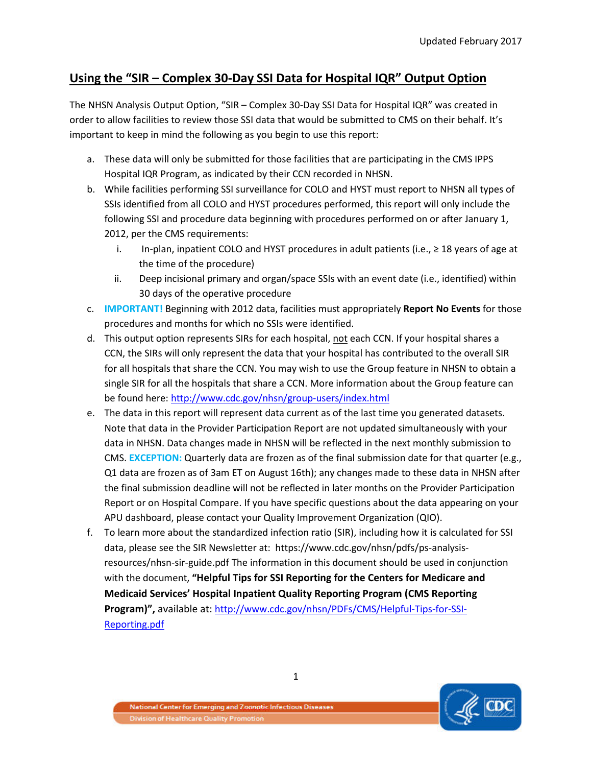## Using the "SIR – Complex 30-Day SSI Data for Hospital IQR" Output Option

The NHSN Analysis Output Option, "SIR – Complex 30-Day SSI Data for Hospital IQR" was created in order to allow facilities to review those SSI data that would be submitted to CMS on their behalf. It's important to keep in mind the following as you begin to use this report:

a. These data will only be submitted for those facilities that are participating in the CMS IPPS Hospital IQR Program, as indicated by their CCN recorded in NHSN.

b. While facilities performing SSI surveillance for COLO and HYST must report to NHSN all types of SSIs identified from all COLO and HYST procedures performed, this report will only include the following SSI and procedure data beginning with procedures performed on or after January 1, 2012, per the CMS requirements:

   i. In-plan, inpatient COLO and HYST procedures in adult patients (i.e., ≥ 18 years of age at the time of the procedure)

   ii. Deep incisional primary and organ/space SSIs with an event date (i.e., identified) within 30 days of the operative procedure

c. **IMPORTANT!** Beginning with 2012 data, facilities must appropriately **Report No Events** for those procedures and months for which no SSIs were identified.

d. This output option represents SIRs for each hospital, not each CCN. If your hospital shares a CCN, the SIRs will only represent the data that your hospital has contributed to the overall SIR for all hospitals that share the CCN. You may wish to use the Group feature in NHSN to obtain a single SIR for all the hospitals that share a CCN. More information about the Group feature can be found here: http://www.cdc.gov/nhsn/group-users/index.html

e. The data in this report will represent data current as of the last time you generated datasets. Note that data in the Provider Participation Report are not updated simultaneously with your data in NHSN. Data changes made in NHSN will be reflected in the next monthly submission to CMS. **EXCEPTION:** Quarterly data are frozen as of the final submission date for that quarter (e.g., Q1 data are frozen as of 3am ET on August 16th); any changes made to these data in NHSN after the final submission deadline will not be reflected in later months on the Provider Participation Report or on Hospital Compare. If you have specific questions about the data appearing on your APU dashboard, please contact your Quality Improvement Organization (QIO).

f. To learn more about the standardized infection ratio (SIR), including how it is calculated for SSI data, please see the SIR Newsletter at: https://www.cdc.gov/nhsn/pdfs/ps-analysis-resources/nhsn-sir-guide.pdf The information in this document should be used in conjunction with the document, **"Helpful Tips for SSI Reporting for the Centers for Medicare and Medicaid Services' Hospital Inpatient Quality Reporting Program (CMS Reporting Program)",** available at: http://www.cdc.gov/nhsn/PDFs/CMS/Helpful-Tips-for-SSI-Reporting.pdf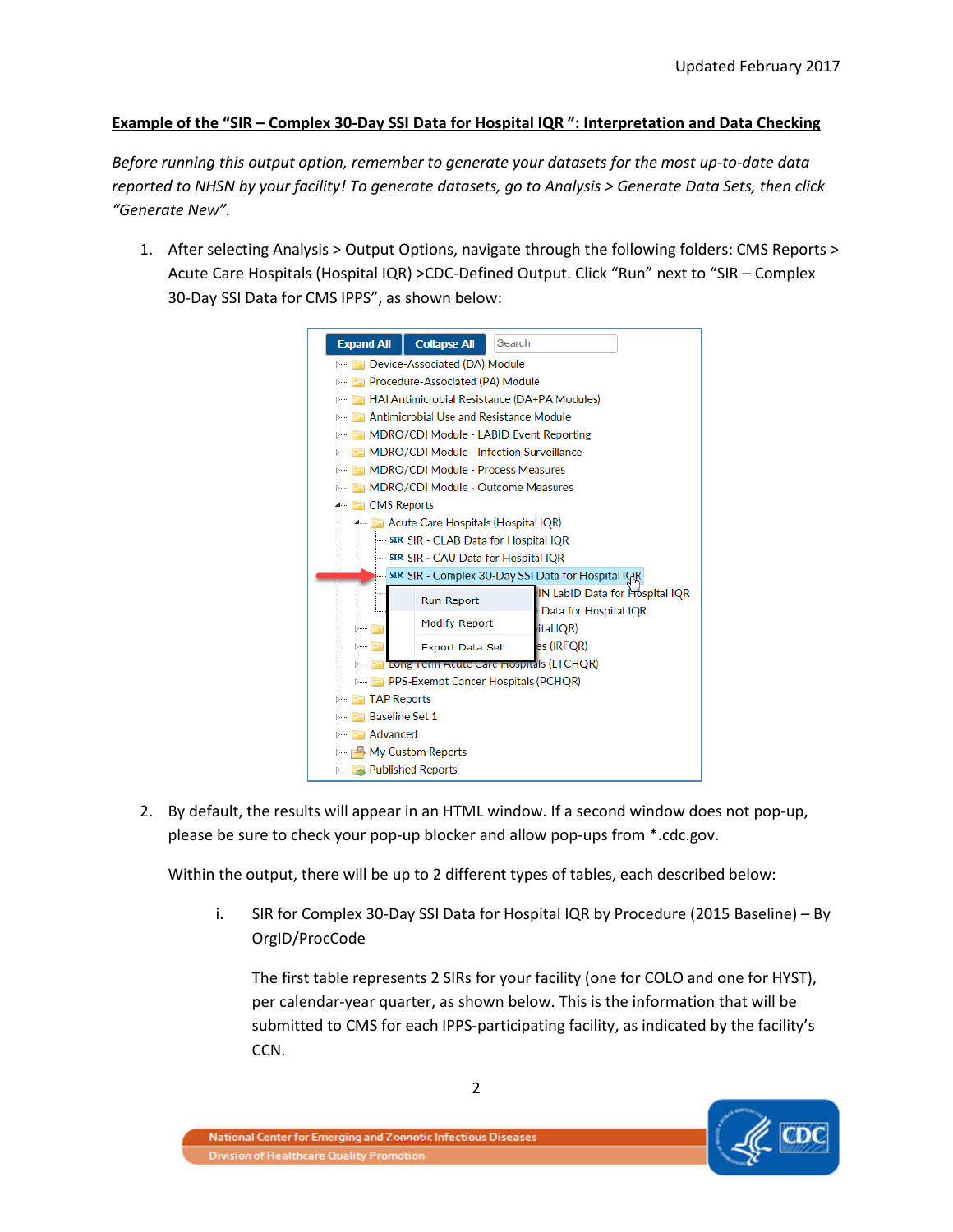**Example of the "SIR – Complex 30-Day SSI Data for Hospital IQR ": Interpretation and Data Checking**

*Before running this output option, remember to generate your datasets for the most up-to-date data reported to NHSN by your facility! To generate datasets, go to Analysis > Generate Data Sets, then click "Generate New".*

1. After selecting Analysis > Output Options, navigate through the following folders: CMS Reports > Acute Care Hospitals (Hospital IQR) >CDC-Defined Output. Click "Run" next to "SIR – Complex 30-Day SSI Data for CMS IPPS", as shown below:

2. By default, the results will appear in an HTML window. If a second window does not pop-up, please be sure to check your pop-up blocker and allow pop-ups from *.cdc.gov.

   Within the output, there will be up to 2 different types of tables, each described below:

   i. SIR for Complex 30-Day SSI Data for Hospital IQR by Procedure (2015 Baseline) – By OrgID/ProcCode

      The first table represents 2 SIRs for your facility (one for COLO and one for HYST), per calendar-year quarter, as shown below. This is the information that will be submitted to CMS for each IPPS-participating facility, as indicated by the facility's CCN.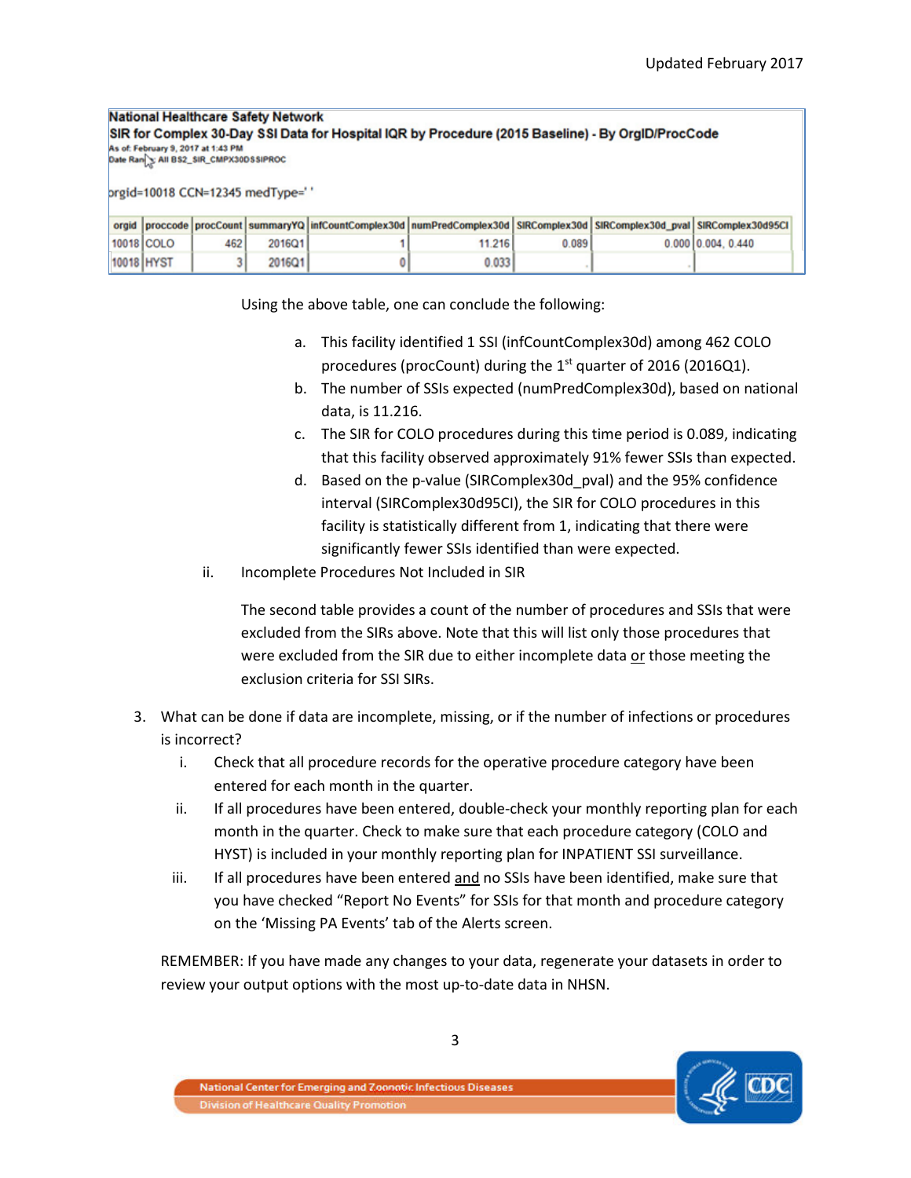**National Healthcare Safety Network**
**SIR for Complex 30-Day SSI Data for Hospital IQR by Procedure (2015 Baseline) - By OrgID/ProcCode**
As of: February 9, 2017 at 1:43 PM
Date Range: All BS2_SIR_CMPX30DSSIPROC

orgid=10018 CCN=12345 medType=' '

| orgid | proccode | procCount | summaryYQ | infCountComplex30d | numPredComplex30d | SIRComplex30d | SIRComplex30d_pval | SIRComplex30d95CI |
|---|---|---|---|---|---|---|---|---|
| 10018 | COLO | 462 | 2016Q1 | 1 | 11.216 | 0.089 | 0.000 | 0.004, 0.440 |
| 10018 | HYST | 3 | 2016Q1 | 0 | 0.033 | . | . | |

Using the above table, one can conclude the following:

a. This facility identified 1 SSI (infCountComplex30d) among 462 COLO procedures (procCount) during the 1st quarter of 2016 (2016Q1).
b. The number of SSIs expected (numPredComplex30d), based on national data, is 11.216.
c. The SIR for COLO procedures during this time period is 0.089, indicating that this facility observed approximately 91% fewer SSIs than expected.
d. Based on the p-value (SIRComplex30d_pval) and the 95% confidence interval (SIRComplex30d95CI), the SIR for COLO procedures in this facility is statistically different from 1, indicating that there were significantly fewer SSIs identified than were expected.

ii. Incomplete Procedures Not Included in SIR

The second table provides a count of the number of procedures and SSIs that were excluded from the SIRs above. Note that this will list only those procedures that were excluded from the SIR due to either incomplete data or those meeting the exclusion criteria for SSI SIRs.

3. What can be done if data are incomplete, missing, or if the number of infections or procedures is incorrect?
   i. Check that all procedure records for the operative procedure category have been entered for each month in the quarter.
   ii. If all procedures have been entered, double-check your monthly reporting plan for each month in the quarter. Check to make sure that each procedure category (COLO and HYST) is included in your monthly reporting plan for INPATIENT SSI surveillance.
   iii. If all procedures have been entered and no SSIs have been identified, make sure that you have checked "Report No Events" for SSIs for that month and procedure category on the 'Missing PA Events' tab of the Alerts screen.

REMEMBER: If you have made any changes to your data, regenerate your datasets in order to review your output options with the most up-to-date data in NHSN.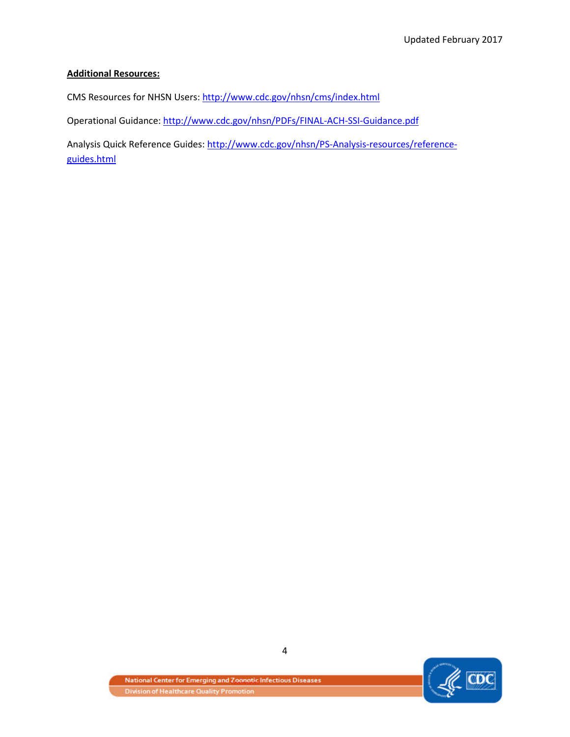**Additional Resources:**

CMS Resources for NHSN Users: http://www.cdc.gov/nhsn/cms/index.html

Operational Guidance: http://www.cdc.gov/nhsn/PDFs/FINAL-ACH-SSI-Guidance.pdf

Analysis Quick Reference Guides: http://www.cdc.gov/nhsn/PS-Analysis-resources/reference-guides.html